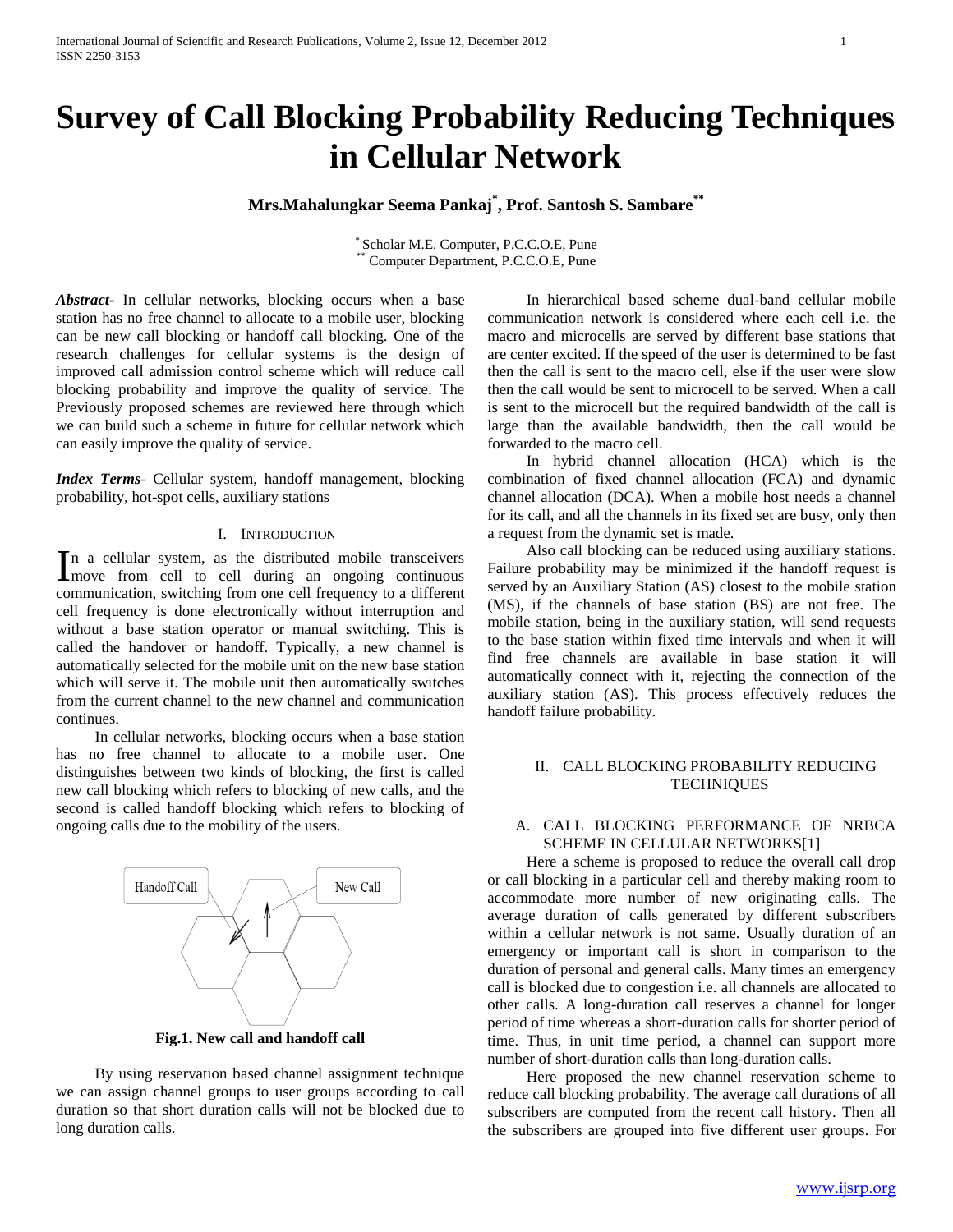# Survey of Call Blocking Probability Reducing Techniques in Cellular Network

**Mrs.Mahalungkar Seema Pankaj[*], Prof. Santosh S. Sambare[**]**

[*] Scholar M.E. Computer, P.C.C.O.E, Pune
[**] Computer Department, P.C.C.O.E, Pune

***Abstract-*** In cellular networks, blocking occurs when a base station has no free channel to allocate to a mobile user, blocking can be new call blocking or handoff call blocking. One of the research challenges for cellular systems is the design of improved call admission control scheme which will reduce call blocking probability and improve the quality of service. The Previously proposed schemes are reviewed here through which we can build such a scheme in future for cellular network which can easily improve the quality of service.

***Index Terms*-** Cellular system, handoff management, blocking probability, hot-spot cells, auxiliary stations

## I. Introduction

In a cellular system, as the distributed mobile transceivers move from cell to cell during an ongoing continuous communication, switching from one cell frequency to a different cell frequency is done electronically without interruption and without a base station operator or manual switching. This is called the handover or handoff. Typically, a new channel is automatically selected for the mobile unit on the new base station which will serve it. The mobile unit then automatically switches from the current channel to the new channel and communication continues.

In cellular networks, blocking occurs when a base station has no free channel to allocate to a mobile user. One distinguishes between two kinds of blocking, the first is called new call blocking which refers to blocking of new calls, and the second is called handoff blocking which refers to blocking of ongoing calls due to the mobility of the users.

**Fig.1. New call and handoff call**

By using reservation based channel assignment technique we can assign channel groups to user groups according to call duration so that short duration calls will not be blocked due to long duration calls.

In hierarchical based scheme dual-band cellular mobile communication network is considered where each cell i.e. the macro and microcells are served by different base stations that are center excited. If the speed of the user is determined to be fast then the call is sent to the macro cell, else if the user were slow then the call would be sent to microcell to be served. When a call is sent to the microcell but the required bandwidth of the call is large than the available bandwidth, then the call would be forwarded to the macro cell.

In hybrid channel allocation (HCA) which is the combination of fixed channel allocation (FCA) and dynamic channel allocation (DCA). When a mobile host needs a channel for its call, and all the channels in its fixed set are busy, only then a request from the dynamic set is made.

Also call blocking can be reduced using auxiliary stations. Failure probability may be minimized if the handoff request is served by an Auxiliary Station (AS) closest to the mobile station (MS), if the channels of base station (BS) are not free. The mobile station, being in the auxiliary station, will send requests to the base station within fixed time intervals and when it will find free channels are available in base station it will automatically connect with it, rejecting the connection of the auxiliary station (AS). This process effectively reduces the handoff failure probability.

## II. Call Blocking Probability Reducing Techniques

### A. Call Blocking Performance of NRBCA Scheme in Cellular Networks[1]

Here a scheme is proposed to reduce the overall call drop or call blocking in a particular cell and thereby making room to accommodate more number of new originating calls. The average duration of calls generated by different subscribers within a cellular network is not same. Usually duration of an emergency or important call is short in comparison to the duration of personal and general calls. Many times an emergency call is blocked due to congestion i.e. all channels are allocated to other calls. A long-duration call reserves a channel for longer period of time whereas a short-duration calls for shorter period of time. Thus, in unit time period, a channel can support more number of short-duration calls than long-duration calls.

Here proposed the new channel reservation scheme to reduce call blocking probability. The average call durations of all subscribers are computed from the recent call history. Then all the subscribers are grouped into five different user groups. For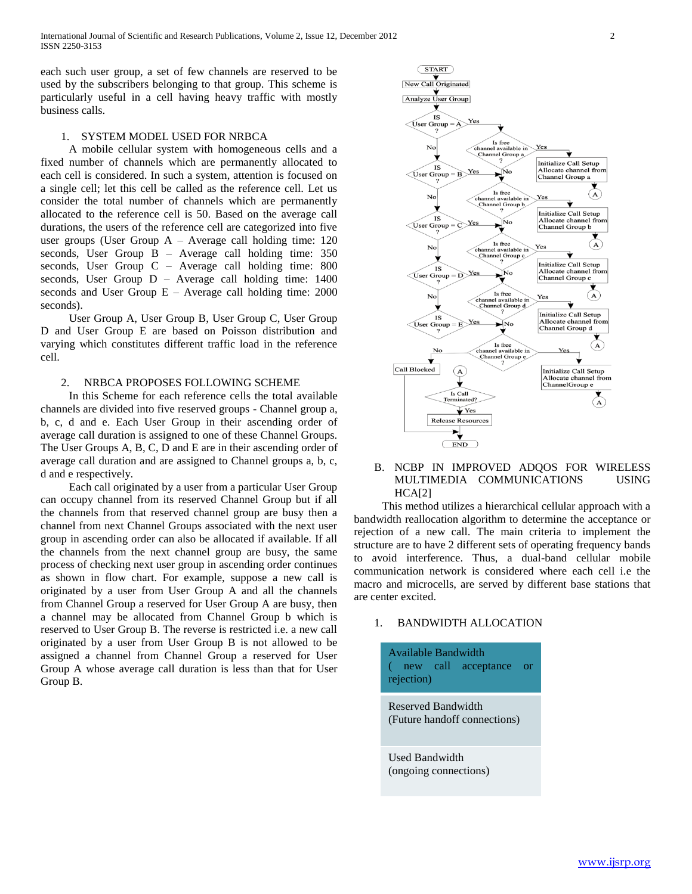each such user group, a set of few channels are reserved to be used by the subscribers belonging to that group. This scheme is particularly useful in a cell having heavy traffic with mostly business calls.

1. SYSTEM MODEL USED FOR NRBCA

A mobile cellular system with homogeneous cells and a fixed number of channels which are permanently allocated to each cell is considered. In such a system, attention is focused on a single cell; let this cell be called as the reference cell. Let us consider the total number of channels which are permanently allocated to the reference cell is 50. Based on the average call durations, the users of the reference cell are categorized into five user groups (User Group A – Average call holding time: 120 seconds, User Group B – Average call holding time: 350 seconds, User Group C – Average call holding time: 800 seconds, User Group D – Average call holding time: 1400 seconds and User Group E – Average call holding time: 2000 seconds).

User Group A, User Group B, User Group C, User Group D and User Group E are based on Poisson distribution and varying which constitutes different traffic load in the reference cell.

2. NRBCA PROPOSES FOLLOWING SCHEME

In this Scheme for each reference cells the total available channels are divided into five reserved groups - Channel group a, b, c, d and e. Each User Group in their ascending order of average call duration is assigned to one of these Channel Groups. The User Groups A, B, C, D and E are in their ascending order of average call duration and are assigned to Channel groups a, b, c, d and e respectively.

Each call originated by a user from a particular User Group can occupy channel from its reserved Channel Group but if all the channels from that reserved channel group are busy then a channel from next Channel Groups associated with the next user group in ascending order can also be allocated if available. If all the channels from the next channel group are busy, the same process of checking next user group in ascending order continues as shown in flow chart. For example, suppose a new call is originated by a user from User Group A and all the channels from Channel Group a reserved for User Group A are busy, then a channel may be allocated from Channel Group b which is reserved to User Group B. The reverse is restricted i.e. a new call originated by a user from User Group B is not allowed to be assigned a channel from Channel Group a reserved for User Group A whose average call duration is less than that for User Group B.

START → New Call Originated → Analyze User Group → IS User Group = A? (Yes → Is free channel available in Channel Group a? Yes → Initialize Call Setup Allocate channel from Channel Group a → A; No → Is free channel available in Channel Group b?) (No → IS User Group = B? Yes → Is free channel available in Channel Group b? Yes → Initialize Call Setup Allocate channel from Channel Group b → A; No → Is free channel available in Channel Group c?) (No → IS User Group = C? Yes → Is free channel available in Channel Group c? Yes → Initialize Call Setup Allocate channel from Channel Group c → A; No → Is free channel available in Channel Group d?) (No → IS User Group = D? Yes → Is free channel available in Channel Group d? Yes → Initialize Call Setup Allocate channel from Channel Group d → A; No → Is free channel available in Channel Group e?) (No → IS User Group = E? Yes → Is free channel available in Channel Group e? Yes → Initialize Call Setup Allocate channel from ChannelGroup e → A; No → Call Blocked → END). A → Is Call Terminated? Yes → Release Resources → END

B. NCBP IN IMPROVED ADQOS FOR WIRELESS MULTIMEDIA COMMUNICATIONS USING HCA[2]

This method utilizes a hierarchical cellular approach with a bandwidth reallocation algorithm to determine the acceptance or rejection of a new call. The main criteria to implement the structure are to have 2 different sets of operating frequency bands to avoid interference. Thus, a dual-band cellular mobile communication network is considered where each cell i.e the macro and microcells, are served by different base stations that are center excited.

1. BANDWIDTH ALLOCATION

| Available Bandwidth ( new call acceptance or rejection) |
|---|
| Reserved Bandwidth (Future handoff connections) |
| Used Bandwidth (ongoing connections) |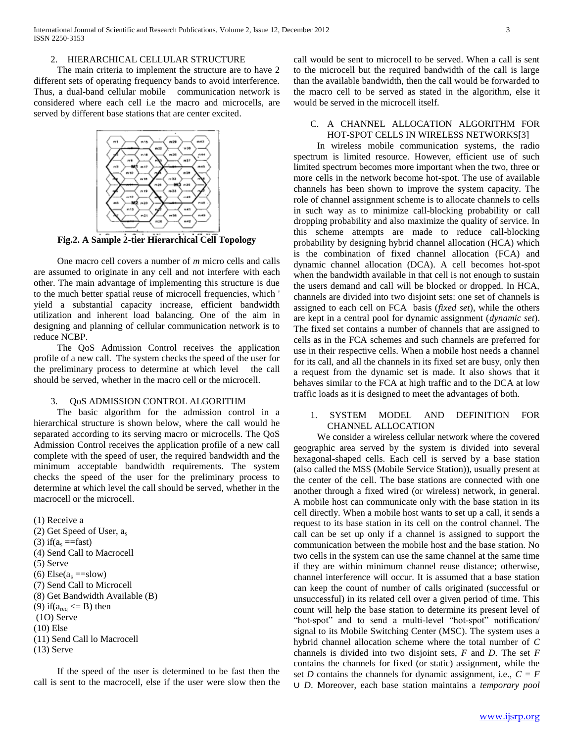## 2. HIERARCHICAL CELLULAR STRUCTURE

The main criteria to implement the structure are to have 2 different sets of operating frequency bands to avoid interference. Thus, a dual-band cellular mobile communication network is considered where each cell i.e the macro and microcells, are served by different base stations that are center excited.

**Fig.2. A Sample 2-tier Hierarchical Cell Topology**

One macro cell covers a number of *m* micro cells and calls are assumed to originate in any cell and not interfere with each other. The main advantage of implementing this structure is due to the much better spatial reuse of microcell frequencies, which ' yield a substantial capacity increase, efficient bandwidth utilization and inherent load balancing. One of the aim in designing and planning of cellular communication network is to reduce NCBP.

The QoS Admission Control receives the application profile of a new call. The system checks the speed of the user for the preliminary process to determine at which level the call should be served, whether in the macro cell or the microcell.

## 3. QoS ADMISSION CONTROL ALGORITHM

The basic algorithm for the admission control in a hierarchical structure is shown below, where the call would he separated according to its serving macro or microcells. The QoS Admission Control receives the application profile of a new call complete with the speed of user, the required bandwidth and the minimum acceptable bandwidth requirements. The system checks the speed of the user for the preliminary process to determine at which level the call should be served, whether in the macrocell or the microcell.

(1) Receive a
(2) Get Speed of User, $a_s$
(3) if($a_s$ ==fast)
(4) Send Call to Macrocell
(5) Serve
(6) Else($a_s$ ==slow)
(7) Send Call to Microcell
(8) Get Bandwidth Available (B)
(9) if($a_{req}$ <= B) then
(1O) Serve
(10) Else
(11) Send Call lo Macrocell
(13) Serve

If the speed of the user is determined to be fast then the call is sent to the macrocell, else if the user were slow then the call would be sent to microcell to be served. When a call is sent to the microcell but the required bandwidth of the call is large than the available bandwidth, then the call would be forwarded to the macro cell to be served as stated in the algorithm, else it would be served in the microcell itself.

## C. A CHANNEL ALLOCATION ALGORITHM FOR HOT-SPOT CELLS IN WIRELESS NETWORKS[3]

In wireless mobile communication systems, the radio spectrum is limited resource. However, efficient use of such limited spectrum becomes more important when the two, three or more cells in the network become hot-spot. The use of available channels has been shown to improve the system capacity. The role of channel assignment scheme is to allocate channels to cells in such way as to minimize call-blocking probability or call dropping probability and also maximize the quality of service. In this scheme attempts are made to reduce call-blocking probability by designing hybrid channel allocation (HCA) which is the combination of fixed channel allocation (FCA) and dynamic channel allocation (DCA). A cell becomes hot-spot when the bandwidth available in that cell is not enough to sustain the users demand and call will be blocked or dropped. In HCA, channels are divided into two disjoint sets: one set of channels is assigned to each cell on FCA basis (*fixed set*), while the others are kept in a central pool for dynamic assignment (*dynamic set*). The fixed set contains a number of channels that are assigned to cells as in the FCA schemes and such channels are preferred for use in their respective cells. When a mobile host needs a channel for its call, and all the channels in its fixed set are busy, only then a request from the dynamic set is made. It also shows that it behaves similar to the FCA at high traffic and to the DCA at low traffic loads as it is designed to meet the advantages of both.

### 1. SYSTEM MODEL AND DEFINITION FOR CHANNEL ALLOCATION

We consider a wireless cellular network where the covered geographic area served by the system is divided into several hexagonal-shaped cells. Each cell is served by a base station (also called the MSS (Mobile Service Station)), usually present at the center of the cell. The base stations are connected with one another through a fixed wired (or wireless) network, in general. A mobile host can communicate only with the base station in its cell directly. When a mobile host wants to set up a call, it sends a request to its base station in its cell on the control channel. The call can be set up only if a channel is assigned to support the communication between the mobile host and the base station. No two cells in the system can use the same channel at the same time if they are within minimum channel reuse distance; otherwise, channel interference will occur. It is assumed that a base station can keep the count of number of calls originated (successful or unsuccessful) in its related cell over a given period of time. This count will help the base station to determine its present level of "hot-spot" and to send a multi-level "hot-spot" notification/ signal to its Mobile Switching Center (MSC). The system uses a hybrid channel allocation scheme where the total number of $C$ channels is divided into two disjoint sets, $F$ and $D$. The set $F$ contains the channels for fixed (or static) assignment, while the set $D$ contains the channels for dynamic assignment, i.e., $C = F \cup D$. Moreover, each base station maintains a *temporary pool*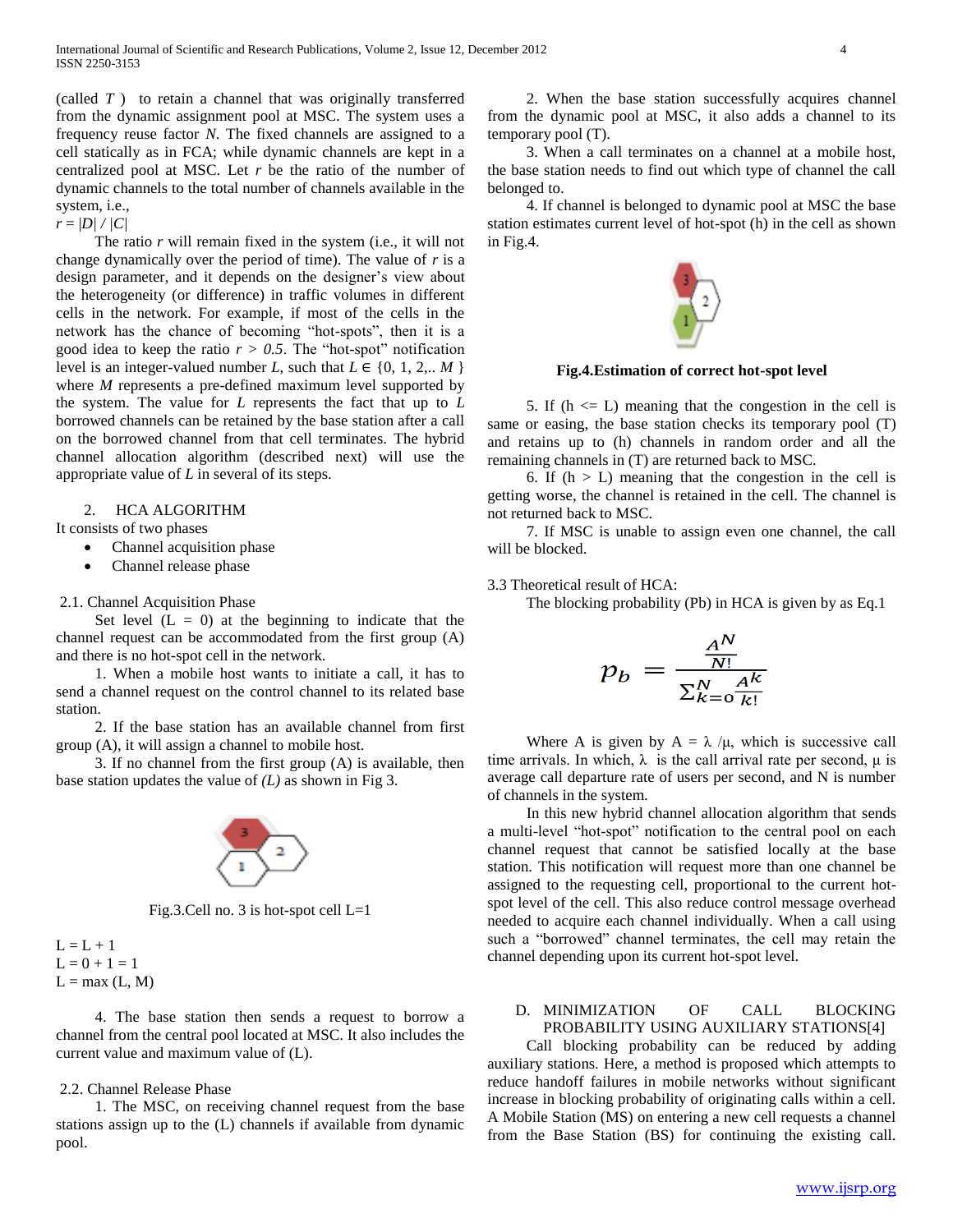(called $T$ ) to retain a channel that was originally transferred from the dynamic assignment pool at MSC. The system uses a frequency reuse factor $N$. The fixed channels are assigned to a cell statically as in FCA; while dynamic channels are kept in a centralized pool at MSC. Let $r$ be the ratio of the number of dynamic channels to the total number of channels available in the system, i.e.,

$r = |D| / |C|$

The ratio $r$ will remain fixed in the system (i.e., it will not change dynamically over the period of time). The value of $r$ is a design parameter, and it depends on the designer's view about the heterogeneity (or difference) in traffic volumes in different cells in the network. For example, if most of the cells in the network has the chance of becoming "hot-spots", then it is a good idea to keep the ratio $r > 0.5$. The "hot-spot" notification level is an integer-valued number $L$, such that $L \in \{0, 1, 2,.. M\}$ where $M$ represents a pre-defined maximum level supported by the system. The value for $L$ represents the fact that up to $L$ borrowed channels can be retained by the base station after a call on the borrowed channel from that cell terminates. The hybrid channel allocation algorithm (described next) will use the appropriate value of $L$ in several of its steps.

## 2. HCA ALGORITHM

It consists of two phases

- Channel acquisition phase
- Channel release phase

### 2.1. Channel Acquisition Phase

Set level ($L = 0$) at the beginning to indicate that the channel request can be accommodated from the first group (A) and there is no hot-spot cell in the network.

1. When a mobile host wants to initiate a call, it has to send a channel request on the control channel to its related base station.

2. If the base station has an available channel from first group (A), it will assign a channel to mobile host.

3. If no channel from the first group (A) is available, then base station updates the value of *(L)* as shown in Fig 3.

Fig.3.Cell no. 3 is hot-spot cell L=1

$L = L + 1$
$L = 0 + 1 = 1$
$L = \max (L, M)$

4. The base station then sends a request to borrow a channel from the central pool located at MSC. It also includes the current value and maximum value of (L).

### 2.2. Channel Release Phase

1. The MSC, on receiving channel request from the base stations assign up to the (L) channels if available from dynamic pool.

2. When the base station successfully acquires channel from the dynamic pool at MSC, it also adds a channel to its temporary pool (T).

3. When a call terminates on a channel at a mobile host, the base station needs to find out which type of channel the call belonged to.

4. If channel is belonged to dynamic pool at MSC the base station estimates current level of hot-spot (h) in the cell as shown in Fig.4.

**Fig.4.Estimation of correct hot-spot level**

5. If ($h \le L$) meaning that the congestion in the cell is same or easing, the base station checks its temporary pool (T) and retains up to (h) channels in random order and all the remaining channels in (T) are returned back to MSC.

6. If ($h > L$) meaning that the congestion in the cell is getting worse, the channel is retained in the cell. The channel is not returned back to MSC.

7. If MSC is unable to assign even one channel, the call will be blocked.

### 3.3 Theoretical result of HCA:

The blocking probability (Pb) in HCA is given by as Eq.1

$$p_b = \frac{\frac{A^N}{N!}}{\sum_{k=0}^{N} \frac{A^k}{k!}}$$

Where A is given by $A = \lambda / \mu$, which is successive call time arrivals. In which, $\lambda$ is the call arrival rate per second, $\mu$ is average call departure rate of users per second, and N is number of channels in the system.

In this new hybrid channel allocation algorithm that sends a multi-level "hot-spot" notification to the central pool on each channel request that cannot be satisfied locally at the base station. This notification will request more than one channel be assigned to the requesting cell, proportional to the current hot-spot level of the cell. This also reduce control message overhead needed to acquire each channel individually. When a call using such a "borrowed" channel terminates, the cell may retain the channel depending upon its current hot-spot level.

## D. MINIMIZATION OF CALL BLOCKING PROBABILITY USING AUXILIARY STATIONS[4]

Call blocking probability can be reduced by adding auxiliary stations. Here, a method is proposed which attempts to reduce handoff failures in mobile networks without significant increase in blocking probability of originating calls within a cell. A Mobile Station (MS) on entering a new cell requests a channel from the Base Station (BS) for continuing the existing call.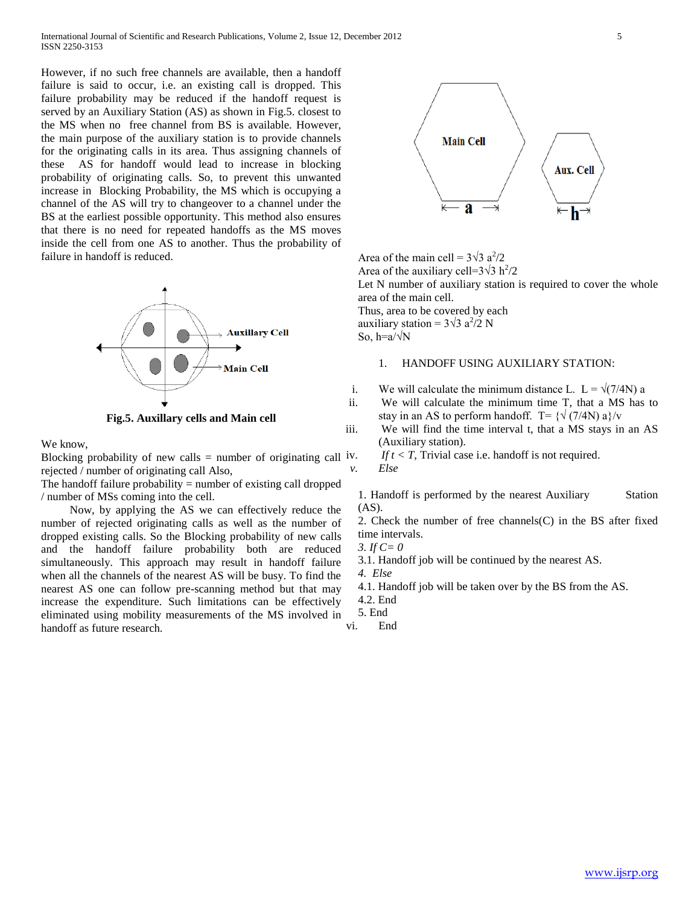However, if no such free channels are available, then a handoff failure is said to occur, i.e. an existing call is dropped. This failure probability may be reduced if the handoff request is served by an Auxiliary Station (AS) as shown in Fig.5. closest to the MS when no free channel from BS is available. However, the main purpose of the auxiliary station is to provide channels for the originating calls in its area. Thus assigning channels of these AS for handoff would lead to increase in blocking probability of originating calls. So, to prevent this unwanted increase in Blocking Probability, the MS which is occupying a channel of the AS will try to changeover to a channel under the BS at the earliest possible opportunity. This method also ensures that there is no need for repeated handoffs as the MS moves inside the cell from one AS to another. Thus the probability of failure in handoff is reduced.

**Fig.5. Auxillary cells and Main cell**

We know,

Blocking probability of new calls = number of originating call rejected / number of originating call Also,

The handoff failure probability = number of existing call dropped / number of MSs coming into the cell.

Now, by applying the AS we can effectively reduce the number of rejected originating calls as well as the number of dropped existing calls. So the Blocking probability of new calls and the handoff failure probability both are reduced simultaneously. This approach may result in handoff failure when all the channels of the nearest AS will be busy. To find the nearest AS one can follow pre-scanning method but that may increase the expenditure. Such limitations can be effectively eliminated using mobility measurements of the MS involved in handoff as future research.

Area of the main cell = $3\sqrt{3}\, a^2/2$

Area of the auxiliary cell= $3\sqrt{3}\, h^2/2$

Let N number of auxiliary station is required to cover the whole area of the main cell.

Thus, area to be covered by each auxiliary station = $3\sqrt{3}\, a^2/2\, N$

So, $h=a/\sqrt{N}$

1. HANDOFF USING AUXILIARY STATION:

i. We will calculate the minimum distance L. $L = \sqrt{(7/4N)}\, a$
ii. We will calculate the minimum time T, that a MS has to stay in an AS to perform handoff. $T= \{\sqrt{(7/4N)}\, a\}/v$
iii. We will find the time interval t, that a MS stays in an AS (Auxiliary station).
iv. *If $t < T$*, Trivial case i.e. handoff is not required.
v. *Else*

1. Handoff is performed by the nearest Auxiliary Station (AS).
2. Check the number of free channels(C) in the BS after fixed time intervals.
3. *If $C= 0$*
3.1. Handoff job will be continued by the nearest AS.
4. *Else*
4.1. Handoff job will be taken over by the BS from the AS.
4.2. End
5. End

vi. End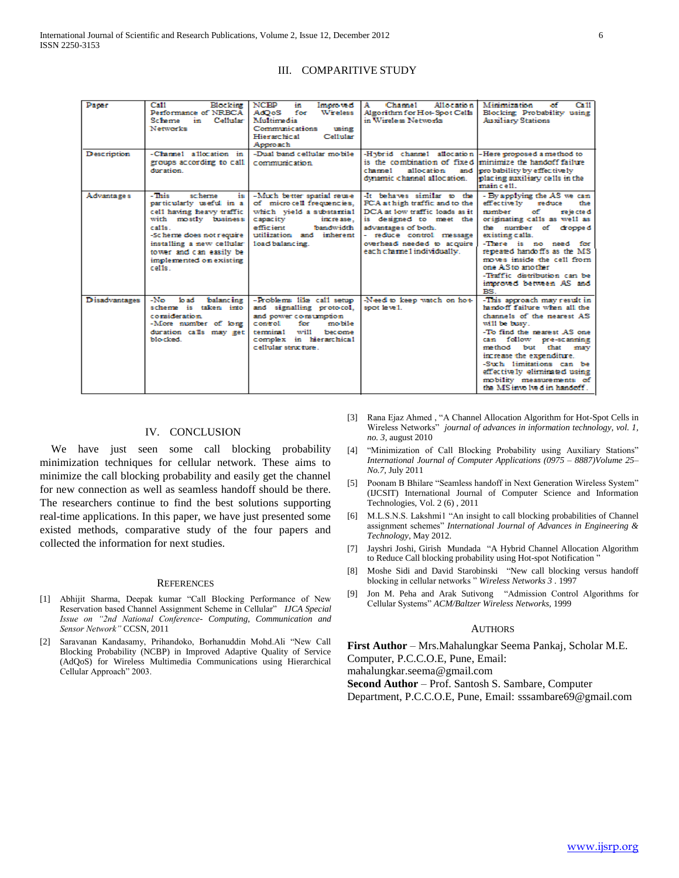## III. COMPARITIVE STUDY

| Paper | Call Blocking Performance of NRBCA Scheme in Cellular Networks | NCBP in Improved AdQoS for Wireless Multimedia Communications using Hierarchical Cellular Approach | A Channel Allocation Algorithm for Hot-Spot Cells in Wireless Networks | Minimization of Call Blocking Probability using Auxiliary Stations |
|---|---|---|---|---|
| Description | -Channel allocation in groups according to call duration. | -Dual band cellular mobile communication. | -Hybrid channel allocation is the combination of fixed channel allocation and dynamic channel allocation. | -Here proposed a method to minimize the handoff failure probability by effectively placing auxiliary cells in the main cell. |
| Advantages | -This scheme is particularly useful in a cell having heavy traffic with mostly business calls.<br>-Scheme does not require installing a new cellular tower and can easily be implemented on existing cells. | -Much better spatial reuse of micro cell frequencies, which yield a substantial capacity increase, efficient bandwidth utilization and inherent load balancing. | -It behaves similar to the FCA at high traffic and to the DCA at low traffic loads as it is designed to meet the advantages of both.<br>- reduce control message overhead needed to acquire each channel individually. | - By applying the AS we can effectively reduce the number of rejected originating calls as well as the number of dropped existing calls.<br>-There is no need for repeated handoffs as the MS moves inside the cell from one AS to another<br>-Traffic distribution can be improved between AS and BS. |
| Disadvantages | -No load balancing scheme is taken into consideration.<br>-More number of long duration calls may get blocked. | -Problems like call setup and signalling protocol, and power consumption control for mobile terminal will become complex in hierarchical cellular structure. | -Need to keep watch on hot-spot level. | -This approach may result in handoff failure when all the channels of the nearest AS will be busy.<br>-To find the nearest AS one can follow pre-scanning method but that may increase the expenditure.<br>-Such limitations can be effectively eliminated using mobility measurements of the MS involved in handoff. |

## IV. CONCLUSION

We have just seen some call blocking probability minimization techniques for cellular network. These aims to minimize the call blocking probability and easily get the channel for new connection as well as seamless handoff should be there. The researchers continue to find the best solutions supporting real-time applications. In this paper, we have just presented some existed methods, comparative study of the four papers and collected the information for next studies.

## REFERENCES

[1] Abhijit Sharma, Deepak kumar "Call Blocking Performance of New Reservation based Channel Assignment Scheme in Cellular" *IJCA Special Issue on "2nd National Conference- Computing, Communication and Sensor Network"* CCSN, 2011

[2] Saravanan Kandasamy, Prihandoko, Borhanuddin Mohd.Ali "New Call Blocking Probability (NCBP) in Improved Adaptive Quality of Service (AdQoS) for Wireless Multimedia Communications using Hierarchical Cellular Approach" 2003.

[3] Rana Ejaz Ahmed , "A Channel Allocation Algorithm for Hot-Spot Cells in Wireless Networks" *journal of advances in information technology, vol. 1, no. 3,* august 2010

[4] "Minimization of Call Blocking Probability using Auxiliary Stations" *International Journal of Computer Applications (0975 – 8887)Volume 25– No.7,* July 2011

[5] Poonam B Bhilare "Seamless handoff in Next Generation Wireless System" (IJCSIT) International Journal of Computer Science and Information Technologies, Vol. 2 (6) , 2011

[6] M.L.S.N.S. Lakshmi1 "An insight to call blocking probabilities of Channel assignment schemes" *International Journal of Advances in Engineering & Technology*, May 2012.

[7] Jayshri Joshi, Girish Mundada "A Hybrid Channel Allocation Algorithm to Reduce Call blocking probability using Hot-spot Notification "

[8] Moshe Sidi and David Starobinski "New call blocking versus handoff blocking in cellular networks " *Wireless Networks 3* . 1997

[9] Jon M. Peha and Arak Sutivong "Admission Control Algorithms for Cellular Systems" *ACM/Baltzer Wireless Networks,* 1999

## AUTHORS

**First Author** – Mrs.Mahalungkar Seema Pankaj, Scholar M.E. Computer, P.C.C.O.E, Pune, Email: mahalungkar.seema@gmail.com

**Second Author** – Prof. Santosh S. Sambare, Computer Department, P.C.C.O.E, Pune, Email: sssambare69@gmail.com